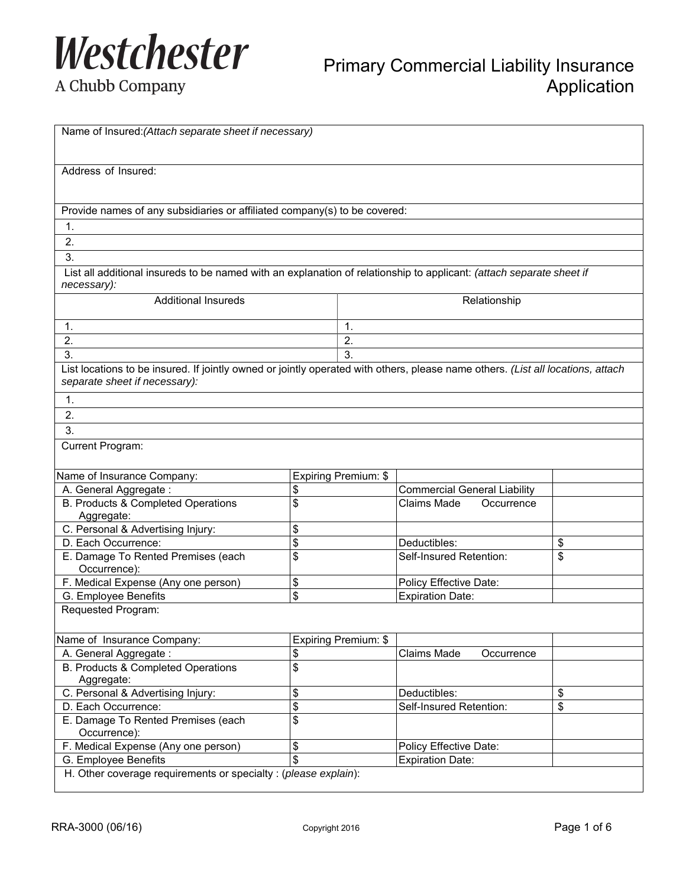# Westchester

A Chubb Company

## Primary Commercial Liability Insurance Application

Name of Insured: *(Attach separate sheet if necessary)*

Address of Insured:

Provide names of any subsidiaries or affiliated company(s) to be covered:

1.
2.
3.

List all additional insureds to be named with an explanation of relationship to applicant: *(attach separate sheet if necessary):*

| Additional Insureds | Relationship |
|---|---|
| 1. | 1. |
| 2. | 2. |
| 3. | 3. |

List locations to be insured. If jointly owned or jointly operated with others, please name others. *(List all locations, attach separate sheet if necessary):*

1.
2.
3.

Current Program:

| Name of Insurance Company: | Expiring Premium: $ | | |
|---|---|---|---|
| A. General Aggregate : | $ | Commercial General Liability | |
| B. Products & Completed Operations Aggregate: | $ | Claims Made Occurrence | |
| C. Personal & Advertising Injury: | $ | | |
| D. Each Occurrence: | $ | Deductibles: | $ |
| E. Damage To Rented Premises (each Occurrence): | $ | Self-Insured Retention: | $ |
| F. Medical Expense (Any one person) | $ | Policy Effective Date: | |
| G. Employee Benefits | $ | Expiration Date: | |

Requested Program:

| Name of Insurance Company: | Expiring Premium: $ | | |
|---|---|---|---|
| A. General Aggregate : | $ | Claims Made Occurrence | |
| B. Products & Completed Operations Aggregate: | $ | | |
| C. Personal & Advertising Injury: | $ | Deductibles: | $ |
| D. Each Occurrence: | $ | Self-Insured Retention: | $ |
| E. Damage To Rented Premises (each Occurrence): | $ | | |
| F. Medical Expense (Any one person) | $ | Policy Effective Date: | |
| G. Employee Benefits | $ | Expiration Date: | |

H. Other coverage requirements or specialty : (*please explain*):

RRA-3000 (06/16) Copyright 2016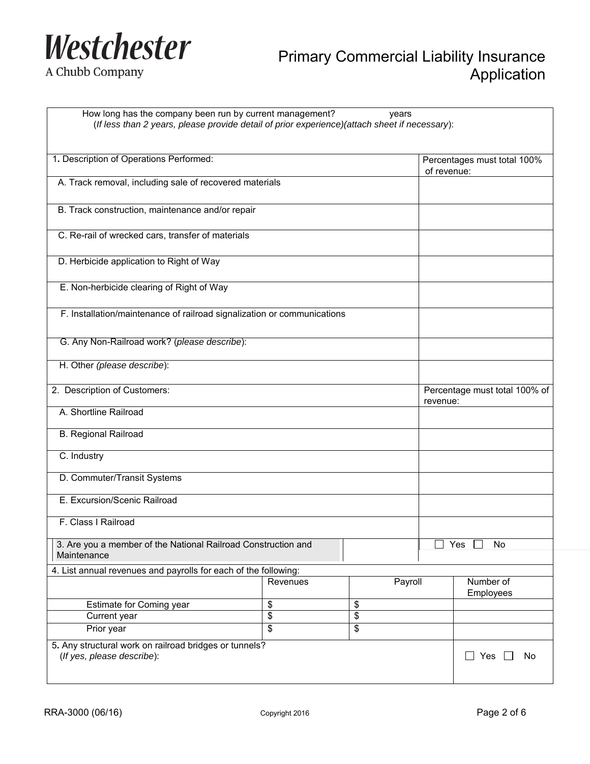# Westchester
A Chubb Company

# Primary Commercial Liability Insurance Application

How long has the company been run by current management? years
(*If less than 2 years, please provide detail of prior experience)(attach sheet if necessary*):

| 1. Description of Operations Performed: | Percentages must total 100% of revenue: |
|---|---|
| A. Track removal, including sale of recovered materials | |
| B. Track construction, maintenance and/or repair | |
| C. Re-rail of wrecked cars, transfer of materials | |
| D. Herbicide application to Right of Way | |
| E. Non-herbicide clearing of Right of Way | |
| F. Installation/maintenance of railroad signalization or communications | |
| G. Any Non-Railroad work? (*please describe*): | |
| H. Other *(please describe*): | |

| 2. Description of Customers: | Percentage must total 100% of revenue: |
|---|---|
| A. Shortline Railroad | |
| B. Regional Railroad | |
| C. Industry | |
| D. Commuter/Transit Systems | |
| E. Excursion/Scenic Railroad | |
| F. Class I Railroad | |

3. Are you a member of the National Railroad Construction and Maintenance ☐ Yes ☐ No

4. List annual revenues and payrolls for each of the following:

| | Revenues | Payroll | Number of Employees |
|---|---|---|---|
| Estimate for Coming year | $ | $ | |
| Current year | $ | $ | |
| Prior year | $ | $ | |

5. Any structural work on railroad bridges or tunnels? ☐ Yes ☐ No
(*If yes, please describe*):

RRA-3000 (06/16) Copyright 2016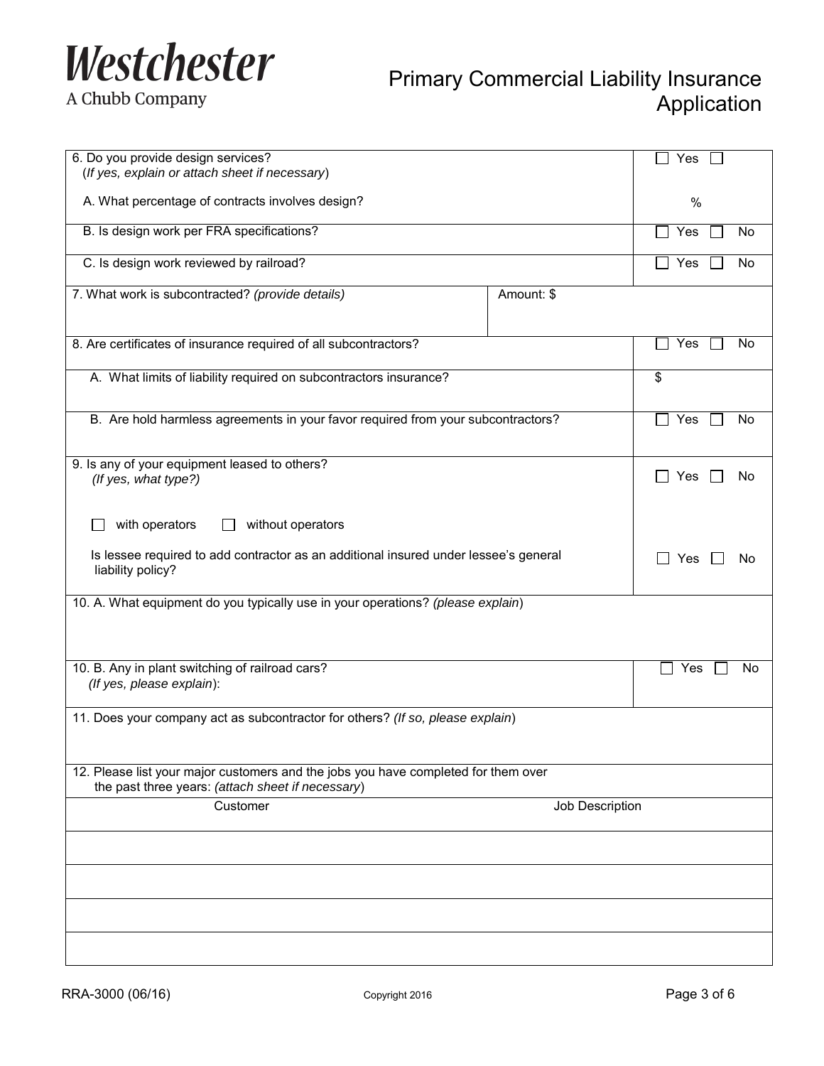# Westchester

A Chubb Company

## Primary Commercial Liability Insurance Application

| | |
|---|---|
| 6. Do you provide design services? (*If yes, explain or attach sheet if necessary*) | ☐ Yes ☐ |
| A. What percentage of contracts involves design? | % |
| B. Is design work per FRA specifications? | ☐ Yes ☐ No |
| C. Is design work reviewed by railroad? | ☐ Yes ☐ No |
| 7. What work is subcontracted? *(provide details)* | Amount: $ |
| 8. Are certificates of insurance required of all subcontractors? | ☐ Yes ☐ No |
| A. What limits of liability required on subcontractors insurance? | $ |
| B. Are hold harmless agreements in your favor required from your subcontractors? | ☐ Yes ☐ No |
| 9. Is any of your equipment leased to others? *(If yes, what type?)* | ☐ Yes ☐ No |
| ☐ with operators ☐ without operators | |
| Is lessee required to add contractor as an additional insured under lessee's general liability policy? | ☐ Yes ☐ No |
| 10. A. What equipment do you typically use in your operations? *(please explain)* | |
| 10. B. Any in plant switching of railroad cars? *(If yes, please explain)*: | ☐ Yes ☐ No |
| 11. Does your company act as subcontractor for others? *(If so, please explain)* | |

12. Please list your major customers and the jobs you have completed for them over the past three years: *(attach sheet if necessary)*

| Customer | Job Description |
|---|---|
| | |
| | |
| | |
| | |

RRA-3000 (06/16) Copyright 2016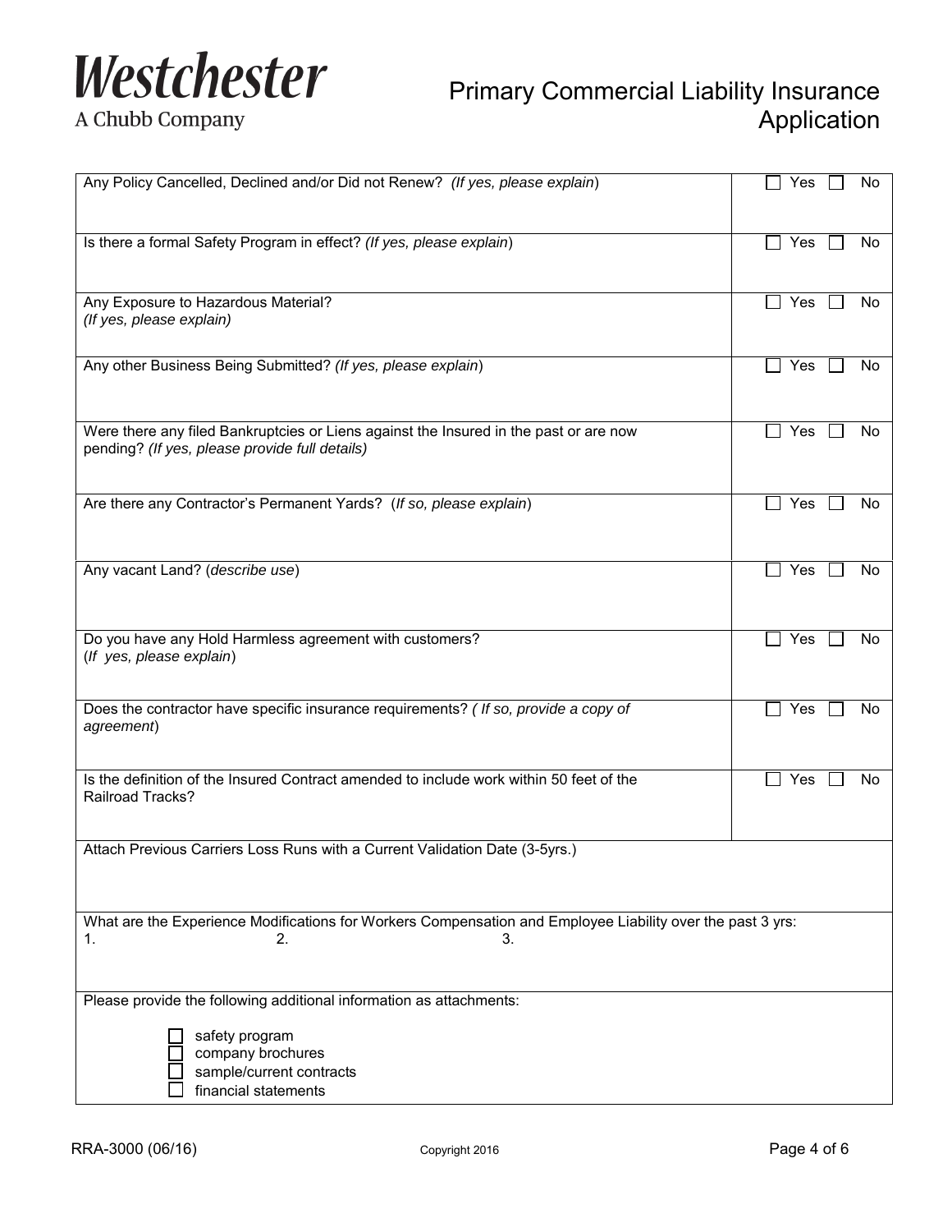# Westchester

A Chubb Company

## Primary Commercial Liability Insurance Application

| Question | Response |
| --- | --- |
| Any Policy Cancelled, Declined and/or Did not Renew? *(If yes, please explain)* | ☐ Yes ☐ No |
| Is there a formal Safety Program in effect? *(If yes, please explain)* | ☐ Yes ☐ No |
| Any Exposure to Hazardous Material? *(If yes, please explain)* | ☐ Yes ☐ No |
| Any other Business Being Submitted? *(If yes, please explain)* | ☐ Yes ☐ No |
| Were there any filed Bankruptcies or Liens against the Insured in the past or are now pending? *(If yes, please provide full details)* | ☐ Yes ☐ No |
| Are there any Contractor's Permanent Yards? (*If so, please explain*) | ☐ Yes ☐ No |
| Any vacant Land? (*describe use*) | ☐ Yes ☐ No |
| Do you have any Hold Harmless agreement with customers? (*If yes, please explain*) | ☐ Yes ☐ No |
| Does the contractor have specific insurance requirements? *( If so, provide a copy of agreement)* | ☐ Yes ☐ No |
| Is the definition of the Insured Contract amended to include work within 50 feet of the Railroad Tracks? | ☐ Yes ☐ No |

Attach Previous Carriers Loss Runs with a Current Validation Date (3-5yrs.)

What are the Experience Modifications for Workers Compensation and Employee Liability over the past 3 yrs:

1. 
2. 
3. 

Please provide the following additional information as attachments:

- ☐ safety program
- ☐ company brochures
- ☐ sample/current contracts
- ☐ financial statements

RRA-3000 (06/16) Copyright 2016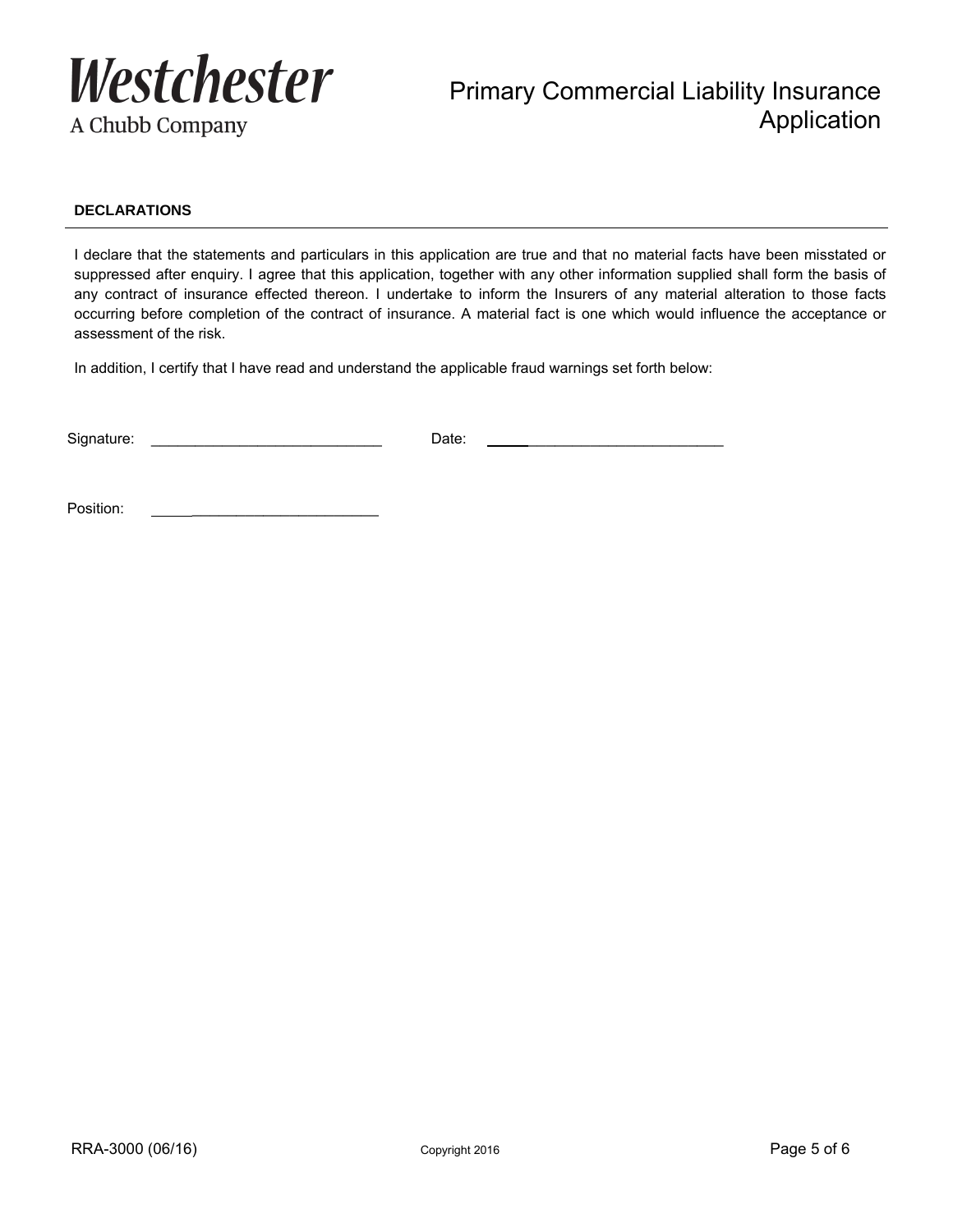### DECLARATIONS

I declare that the statements and particulars in this application are true and that no material facts have been misstated or suppressed after enquiry. I agree that this application, together with any other information supplied shall form the basis of any contract of insurance effected thereon. I undertake to inform the Insurers of any material alteration to those facts occurring before completion of the contract of insurance. A material fact is one which would influence the acceptance or assessment of the risk.

In addition, I certify that I have read and understand the applicable fraud warnings set forth below:

Signature: ____________________________ Date: ____________________________

Position: ____________________________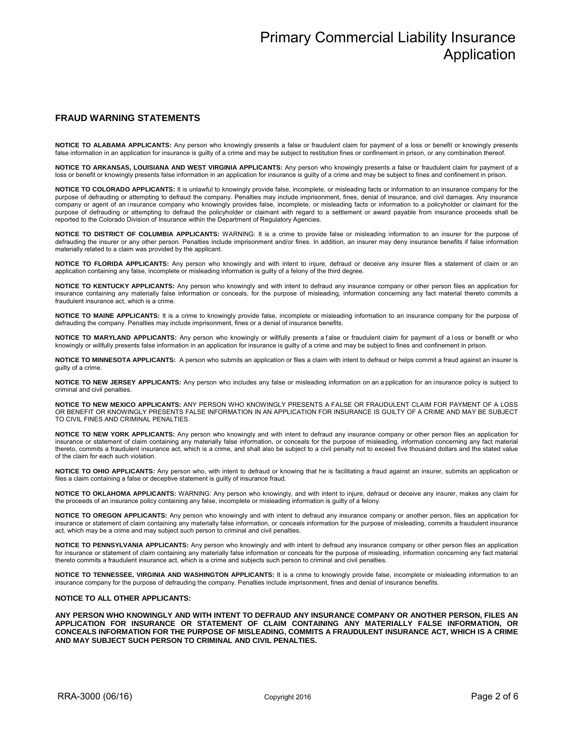# Primary Commercial Liability Insurance Application

## FRAUD WARNING STATEMENTS

**NOTICE TO ALABAMA APPLICANTS:** Any person who knowingly presents a false or fraudulent claim for payment of a loss or benefit or knowingly presents false information in an application for insurance is guilty of a crime and may be subject to restitution fines or confinement in prison, or any combination thereof.

**NOTICE TO ARKANSAS, LOUISIANA AND WEST VIRGINIA APPLICANTS:** Any person who knowingly presents a false or fraudulent claim for payment of a loss or benefit or knowingly presents false information in an application for insurance is guilty of a crime and may be subject to fines and confinement in prison.

**NOTICE TO COLORADO APPLICANTS:** It is unlawful to knowingly provide false, incomplete, or misleading facts or information to an insurance company for the purpose of defrauding or attempting to defraud the company. Penalties may include imprisonment, fines, denial of insurance, and civil damages. Any insurance company or agent of an insurance company who knowingly provides false, incomplete, or misleading facts or information to a policyholder or claimant for the purpose of defrauding or attempting to defraud the policyholder or claimant with regard to a settlement or award payable from insurance proceeds shall be reported to the Colorado Division of Insurance within the Department of Regulatory Agencies.

**NOTICE TO DISTRICT OF COLUMBIA APPLICANTS:** WARNING: It is a crime to provide false or misleading information to an insurer for the purpose of defrauding the insurer or any other person. Penalties include imprisonment and/or fines. In addition, an insurer may deny insurance benefits if false information materially related to a claim was provided by the applicant.

**NOTICE TO FLORIDA APPLICANTS:** Any person who knowingly and with intent to injure, defraud or deceive any insurer files a statement of claim or an application containing any false, incomplete or misleading information is guilty of a felony of the third degree.

**NOTICE TO KENTUCKY APPLICANTS:** Any person who knowingly and with intent to defraud any insurance company or other person files an application for insurance containing any materially false information or conceals, for the purpose of misleading, information concerning any fact material thereto commits a fraudulent insurance act, which is a crime.

**NOTICE TO MAINE APPLICANTS:** It is a crime to knowingly provide false, incomplete or misleading information to an insurance company for the purpose of defrauding the company. Penalties may include imprisonment, fines or a denial of insurance benefits.

**NOTICE TO MARYLAND APPLICANTS:** Any person who knowingly or willfully presents a false or fraudulent claim for payment of a loss or benefit or who knowingly or willfully presents false information in an application for insurance is guilty of a crime and may be subject to fines and confinement in prison.

**NOTICE TO MINNESOTA APPLICANTS:** A person who submits an application or files a claim with intent to defraud or helps commit a fraud against an insurer is guilty of a crime.

**NOTICE TO NEW JERSEY APPLICANTS:** Any person who includes any false or misleading information on an application for an insurance policy is subject to criminal and civil penalties.

**NOTICE TO NEW MEXICO APPLICANTS:** ANY PERSON WHO KNOWINGLY PRESENTS A FALSE OR FRAUDULENT CLAIM FOR PAYMENT OF A LOSS OR BENEFIT OR KNOWINGLY PRESENTS FALSE INFORMATION IN AN APPLICATION FOR INSURANCE IS GUILTY OF A CRIME AND MAY BE SUBJECT TO CIVIL FINES AND CRIMINAL PENALTIES.

**NOTICE TO NEW YORK APPLICANTS:** Any person who knowingly and with intent to defraud any insurance company or other person files an application for insurance or statement of claim containing any materially false information, or conceals for the purpose of misleading, information concerning any fact material thereto, commits a fraudulent insurance act, which is a crime, and shall also be subject to a civil penalty not to exceed five thousand dollars and the stated value of the claim for each such violation.

**NOTICE TO OHIO APPLICANTS:** Any person who, with intent to defraud or knowing that he is facilitating a fraud against an insurer, submits an application or files a claim containing a false or deceptive statement is guilty of insurance fraud.

**NOTICE TO OKLAHOMA APPLICANTS:** WARNING: Any person who knowingly, and with intent to injure, defraud or deceive any insurer, makes any claim for the proceeds of an insurance policy containing any false, incomplete or misleading information is guilty of a felony.

**NOTICE TO OREGON APPLICANTS:** Any person who knowingly and with intent to defraud any insurance company or another person, files an application for insurance or statement of claim containing any materially false information, or conceals information for the purpose of misleading, commits a fraudulent insurance act, which may be a crime and may subject such person to criminal and civil penalties.

**NOTICE TO PENNSYLVANIA APPLICANTS:** Any person who knowingly and with intent to defraud any insurance company or other person files an application for insurance or statement of claim containing any materially false information or conceals for the purpose of misleading, information concerning any fact material thereto commits a fraudulent insurance act, which is a crime and subjects such person to criminal and civil penalties.

**NOTICE TO TENNESSEE, VIRGINIA AND WASHINGTON APPLICANTS:** It is a crime to knowingly provide false, incomplete or misleading information to an insurance company for the purpose of defrauding the company. Penalties include imprisonment, fines and denial of insurance benefits.

**NOTICE TO ALL OTHER APPLICANTS:**

**ANY PERSON WHO KNOWINGLY AND WITH INTENT TO DEFRAUD ANY INSURANCE COMPANY OR ANOTHER PERSON, FILES AN APPLICATION FOR INSURANCE OR STATEMENT OF CLAIM CONTAINING ANY MATERIALLY FALSE INFORMATION, OR CONCEALS INFORMATION FOR THE PURPOSE OF MISLEADING, COMMITS A FRAUDULENT INSURANCE ACT, WHICH IS A CRIME AND MAY SUBJECT SUCH PERSON TO CRIMINAL AND CIVIL PENALTIES.**